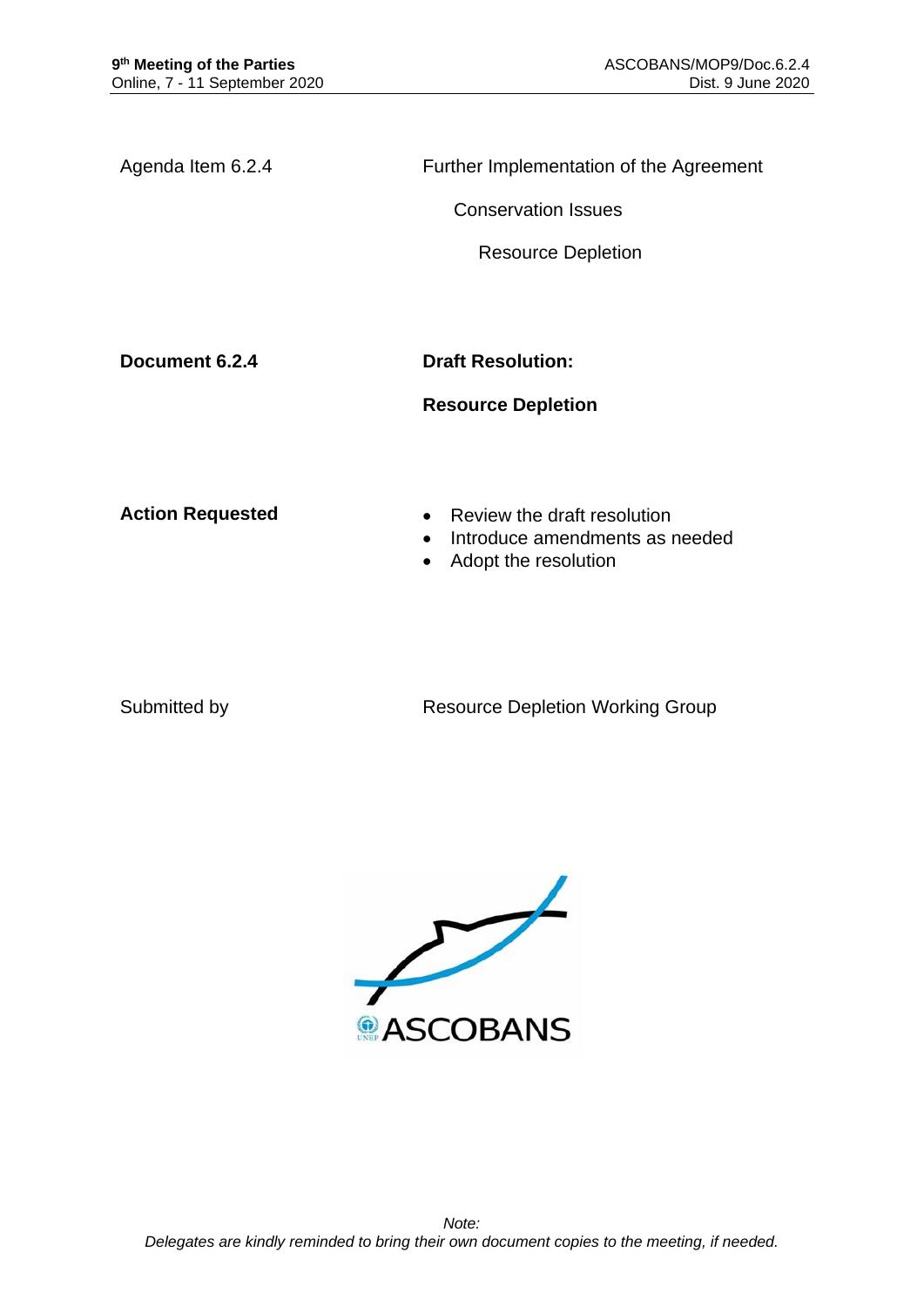| Agenda Item 6.2.4 | Further Implementation of the Agreement |
|---|---|
| | Conservation Issues |
| | Resource Depletion |

**Document 6.2.4**

**Draft Resolution:**

**Resource Depletion**

**Action Requested**

- Review the draft resolution
- Introduce amendments as needed
- Adopt the resolution

Submitted by: Resource Depletion Working Group

ASCOBANS

*Note:*
*Delegates are kindly reminded to bring their own document copies to the meeting, if needed.*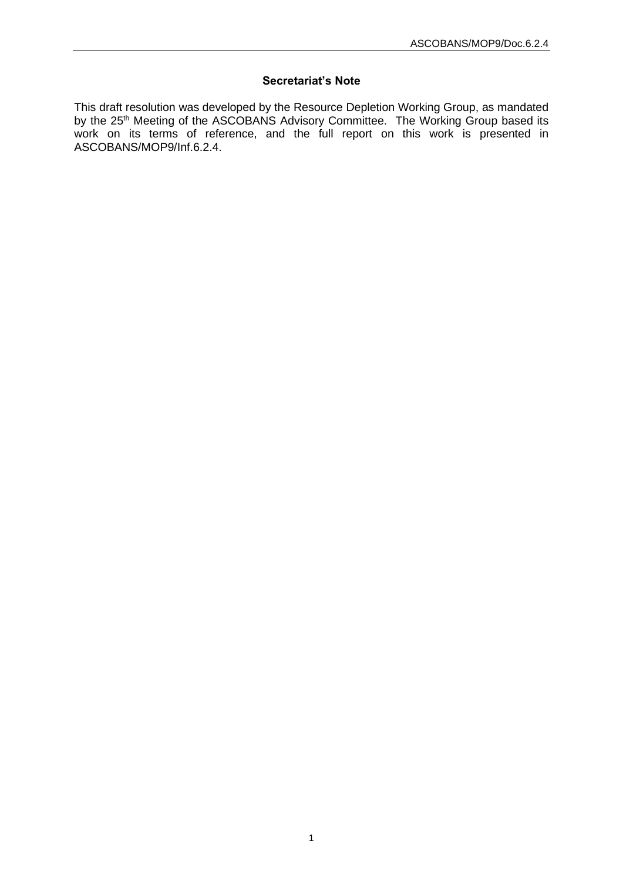**Secretariat's Note**

This draft resolution was developed by the Resource Depletion Working Group, as mandated by the 25th Meeting of the ASCOBANS Advisory Committee. The Working Group based its work on its terms of reference, and the full report on this work is presented in ASCOBANS/MOP9/Inf.6.2.4.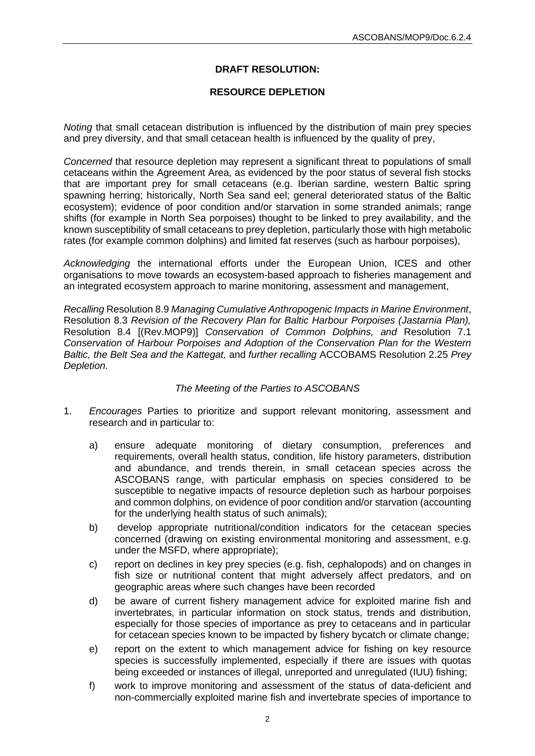**DRAFT RESOLUTION:**

**RESOURCE DEPLETION**

*Noting* that small cetacean distribution is influenced by the distribution of main prey species and prey diversity, and that small cetacean health is influenced by the quality of prey,

*Concerned* that resource depletion may represent a significant threat to populations of small cetaceans within the Agreement Area, as evidenced by the poor status of several fish stocks that are important prey for small cetaceans (e.g. Iberian sardine, western Baltic spring spawning herring; historically, North Sea sand eel; general deteriorated status of the Baltic ecosystem); evidence of poor condition and/or starvation in some stranded animals; range shifts (for example in North Sea porpoises) thought to be linked to prey availability, and the known susceptibility of small cetaceans to prey depletion, particularly those with high metabolic rates (for example common dolphins) and limited fat reserves (such as harbour porpoises),

*Acknowledging* the international efforts under the European Union, ICES and other organisations to move towards an ecosystem-based approach to fisheries management and an integrated ecosystem approach to marine monitoring, assessment and management,

*Recalling* Resolution 8.9 *Managing Cumulative Anthropogenic Impacts in Marine Environment*, Resolution 8.3 *Revision of the Recovery Plan for Baltic Harbour Porpoises (Jastarnia Plan),* Resolution 8.4 [(Rev.MOP9)] *Conservation of Common Dolphins, and* Resolution 7.1 *Conservation of Harbour Porpoises and Adoption of the Conservation Plan for the Western Baltic, the Belt Sea and the Kattegat,* and *further recalling* ACCOBAMS Resolution 2.25 *Prey Depletion.*

*The Meeting of the Parties to ASCOBANS*

1. *Encourages* Parties to prioritize and support relevant monitoring, assessment and research and in particular to:

   a) ensure adequate monitoring of dietary consumption, preferences and requirements, overall health status, condition, life history parameters, distribution and abundance, and trends therein, in small cetacean species across the ASCOBANS range, with particular emphasis on species considered to be susceptible to negative impacts of resource depletion such as harbour porpoises and common dolphins, on evidence of poor condition and/or starvation (accounting for the underlying health status of such animals);

   b) develop appropriate nutritional/condition indicators for the cetacean species concerned (drawing on existing environmental monitoring and assessment, e.g. under the MSFD, where appropriate);

   c) report on declines in key prey species (e.g. fish, cephalopods) and on changes in fish size or nutritional content that might adversely affect predators, and on geographic areas where such changes have been recorded

   d) be aware of current fishery management advice for exploited marine fish and invertebrates, in particular information on stock status, trends and distribution, especially for those species of importance as prey to cetaceans and in particular for cetacean species known to be impacted by fishery bycatch or climate change;

   e) report on the extent to which management advice for fishing on key resource species is successfully implemented, especially if there are issues with quotas being exceeded or instances of illegal, unreported and unregulated (IUU) fishing;

   f) work to improve monitoring and assessment of the status of data-deficient and non-commercially exploited marine fish and invertebrate species of importance to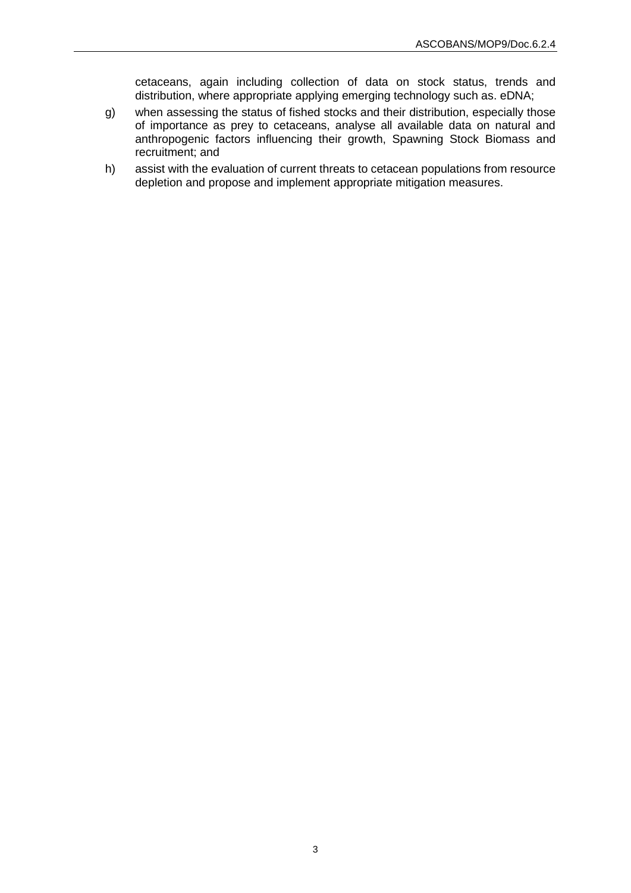cetaceans, again including collection of data on stock status, trends and distribution, where appropriate applying emerging technology such as. eDNA;

g) when assessing the status of fished stocks and their distribution, especially those of importance as prey to cetaceans, analyse all available data on natural and anthropogenic factors influencing their growth, Spawning Stock Biomass and recruitment; and

h) assist with the evaluation of current threats to cetacean populations from resource depletion and propose and implement appropriate mitigation measures.